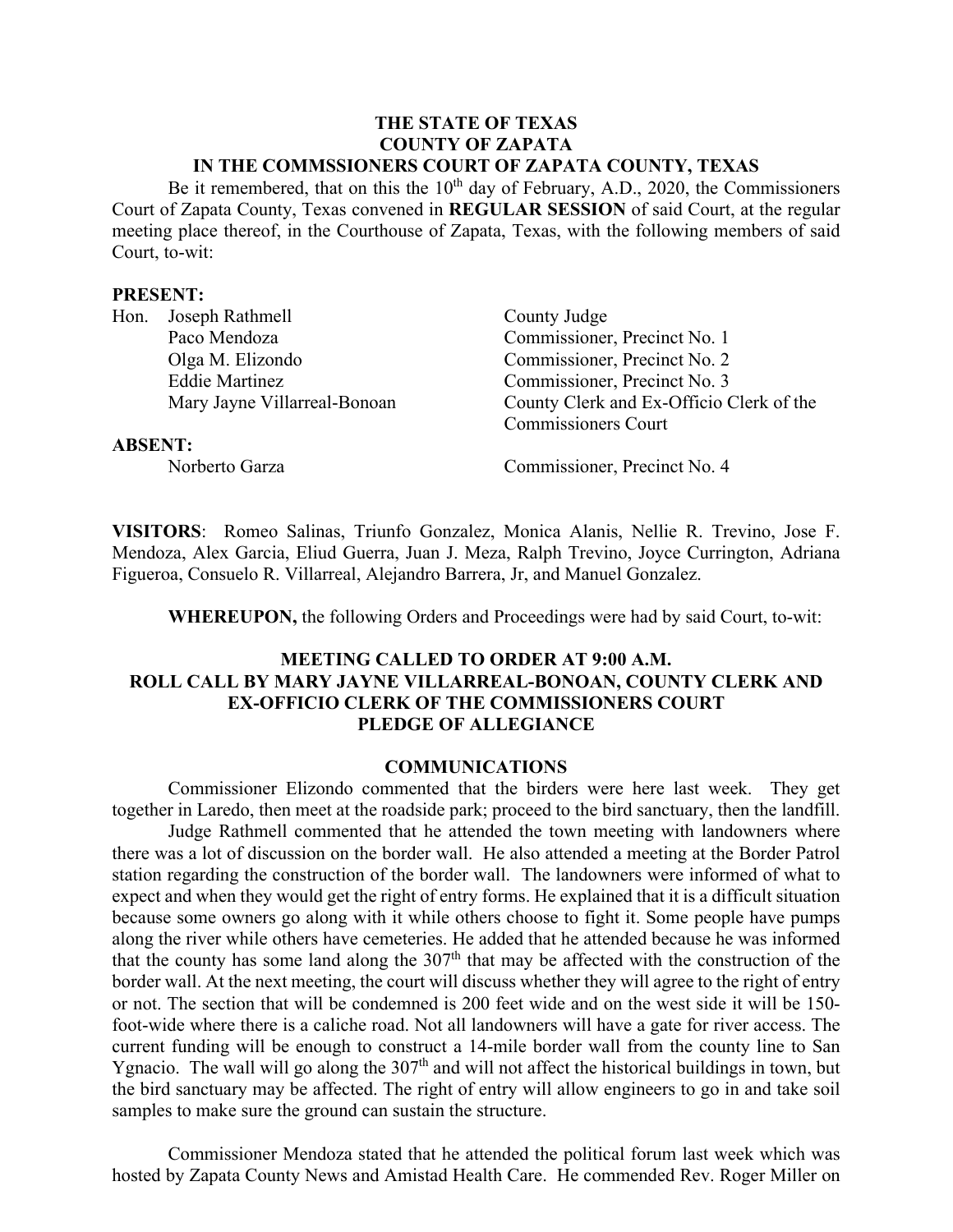**THE STATE OF TEXAS**
**COUNTY OF ZAPATA**
**IN THE COMMSSIONERS COURT OF ZAPATA COUNTY, TEXAS**

Be it remembered, that on this the 10th day of February, A.D., 2020, the Commissioners Court of Zapata County, Texas convened in **REGULAR SESSION** of said Court, at the regular meeting place thereof, in the Courthouse of Zapata, Texas, with the following members of said Court, to-wit:

**PRESENT:**

| | | |
|---|---|---|
| Hon. | Joseph Rathmell | County Judge |
| | Paco Mendoza | Commissioner, Precinct No. 1 |
| | Olga M. Elizondo | Commissioner, Precinct No. 2 |
| | Eddie Martinez | Commissioner, Precinct No. 3 |
| | Mary Jayne Villarreal-Bonoan | County Clerk and Ex-Officio Clerk of the Commissioners Court |

**ABSENT:**

| | |
|---|---|
| Norberto Garza | Commissioner, Precinct No. 4 |

**VISITORS**: Romeo Salinas, Triunfo Gonzalez, Monica Alanis, Nellie R. Trevino, Jose F. Mendoza, Alex Garcia, Eliud Guerra, Juan J. Meza, Ralph Trevino, Joyce Currington, Adriana Figueroa, Consuelo R. Villarreal, Alejandro Barrera, Jr, and Manuel Gonzalez.

**WHEREUPON,** the following Orders and Proceedings were had by said Court, to-wit:

**MEETING CALLED TO ORDER AT 9:00 A.M.**
**ROLL CALL BY MARY JAYNE VILLARREAL-BONOAN, COUNTY CLERK AND EX-OFFICIO CLERK OF THE COMMISSIONERS COURT**
**PLEDGE OF ALLEGIANCE**

**COMMUNICATIONS**

Commissioner Elizondo commented that the birders were here last week. They get together in Laredo, then meet at the roadside park; proceed to the bird sanctuary, then the landfill.

Judge Rathmell commented that he attended the town meeting with landowners where there was a lot of discussion on the border wall. He also attended a meeting at the Border Patrol station regarding the construction of the border wall. The landowners were informed of what to expect and when they would get the right of entry forms. He explained that it is a difficult situation because some owners go along with it while others choose to fight it. Some people have pumps along the river while others have cemeteries. He added that he attended because he was informed that the county has some land along the 307th that may be affected with the construction of the border wall. At the next meeting, the court will discuss whether they will agree to the right of entry or not. The section that will be condemned is 200 feet wide and on the west side it will be 150-foot-wide where there is a caliche road. Not all landowners will have a gate for river access. The current funding will be enough to construct a 14-mile border wall from the county line to San Ygnacio. The wall will go along the 307th and will not affect the historical buildings in town, but the bird sanctuary may be affected. The right of entry will allow engineers to go in and take soil samples to make sure the ground can sustain the structure.

Commissioner Mendoza stated that he attended the political forum last week which was hosted by Zapata County News and Amistad Health Care. He commended Rev. Roger Miller on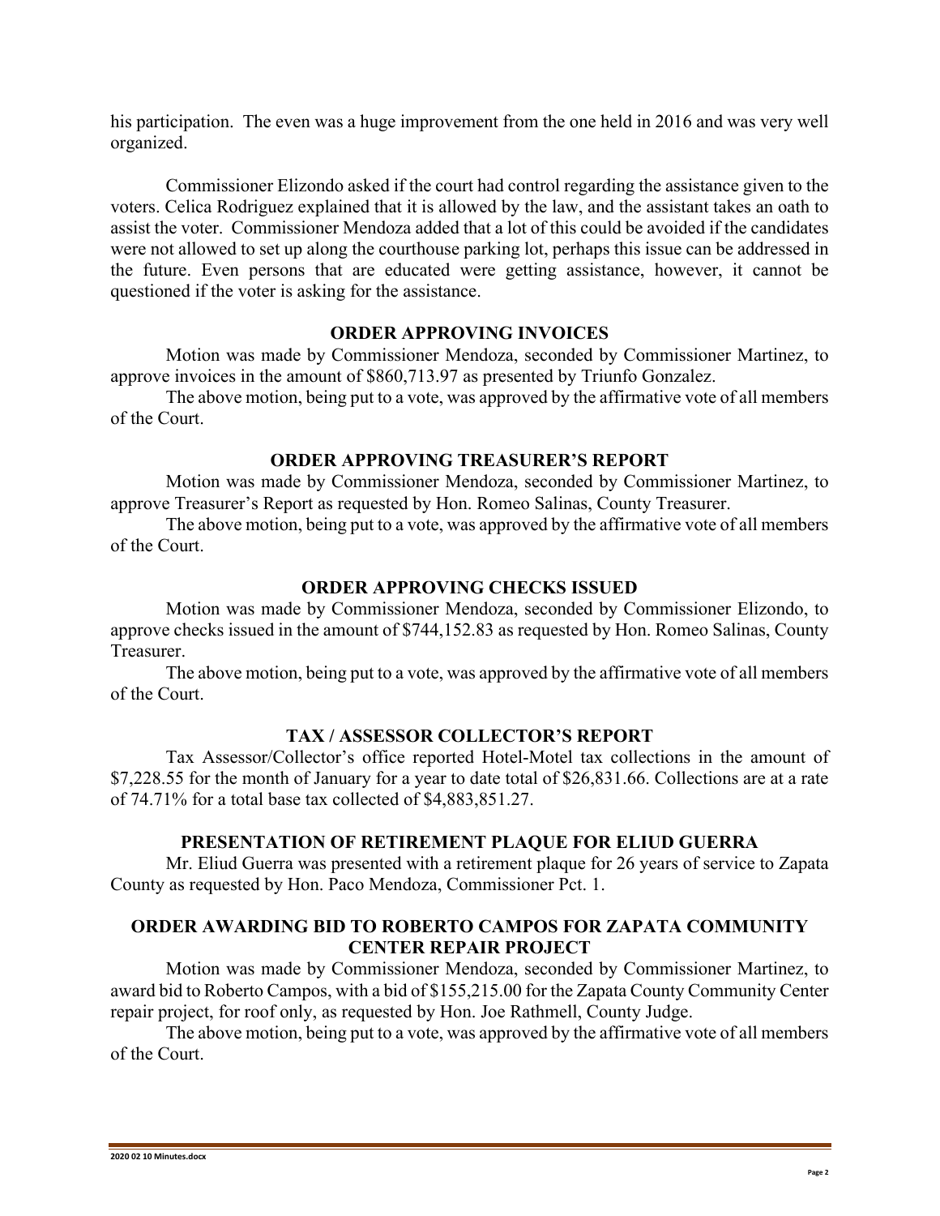his participation. The even was a huge improvement from the one held in 2016 and was very well organized.

Commissioner Elizondo asked if the court had control regarding the assistance given to the voters. Celica Rodriguez explained that it is allowed by the law, and the assistant takes an oath to assist the voter. Commissioner Mendoza added that a lot of this could be avoided if the candidates were not allowed to set up along the courthouse parking lot, perhaps this issue can be addressed in the future. Even persons that are educated were getting assistance, however, it cannot be questioned if the voter is asking for the assistance.

## ORDER APPROVING INVOICES

Motion was made by Commissioner Mendoza, seconded by Commissioner Martinez, to approve invoices in the amount of $860,713.97 as presented by Triunfo Gonzalez.

The above motion, being put to a vote, was approved by the affirmative vote of all members of the Court.

## ORDER APPROVING TREASURER'S REPORT

Motion was made by Commissioner Mendoza, seconded by Commissioner Martinez, to approve Treasurer's Report as requested by Hon. Romeo Salinas, County Treasurer.

The above motion, being put to a vote, was approved by the affirmative vote of all members of the Court.

## ORDER APPROVING CHECKS ISSUED

Motion was made by Commissioner Mendoza, seconded by Commissioner Elizondo, to approve checks issued in the amount of $744,152.83 as requested by Hon. Romeo Salinas, County Treasurer.

The above motion, being put to a vote, was approved by the affirmative vote of all members of the Court.

## TAX / ASSESSOR COLLECTOR'S REPORT

Tax Assessor/Collector's office reported Hotel-Motel tax collections in the amount of $7,228.55 for the month of January for a year to date total of $26,831.66. Collections are at a rate of 74.71% for a total base tax collected of $4,883,851.27.

## PRESENTATION OF RETIREMENT PLAQUE FOR ELIUD GUERRA

Mr. Eliud Guerra was presented with a retirement plaque for 26 years of service to Zapata County as requested by Hon. Paco Mendoza, Commissioner Pct. 1.

## ORDER AWARDING BID TO ROBERTO CAMPOS FOR ZAPATA COMMUNITY CENTER REPAIR PROJECT

Motion was made by Commissioner Mendoza, seconded by Commissioner Martinez, to award bid to Roberto Campos, with a bid of $155,215.00 for the Zapata County Community Center repair project, for roof only, as requested by Hon. Joe Rathmell, County Judge.

The above motion, being put to a vote, was approved by the affirmative vote of all members of the Court.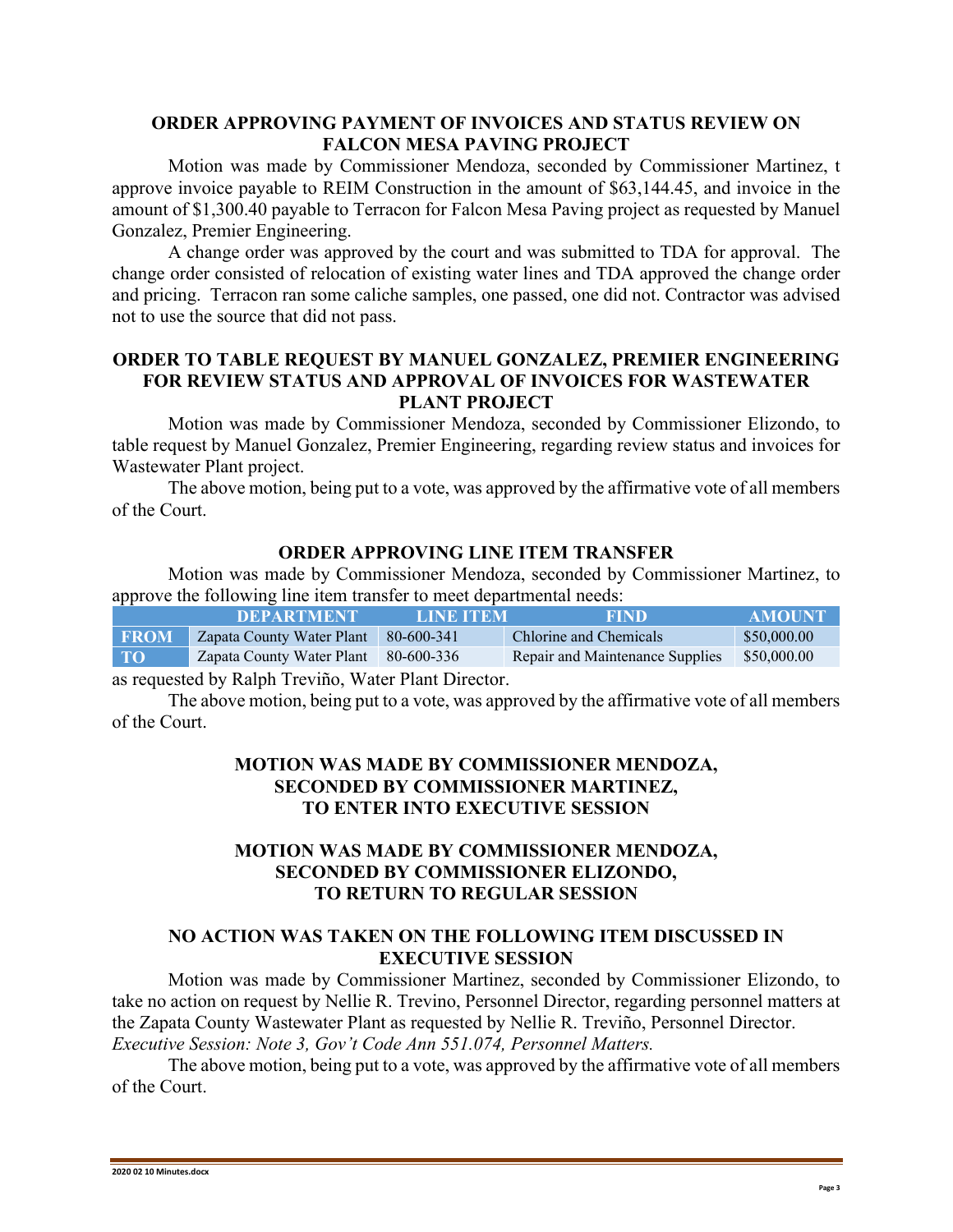### ORDER APPROVING PAYMENT OF INVOICES AND STATUS REVIEW ON FALCON MESA PAVING PROJECT

Motion was made by Commissioner Mendoza, seconded by Commissioner Martinez, t approve invoice payable to REIM Construction in the amount of $63,144.45, and invoice in the amount of $1,300.40 payable to Terracon for Falcon Mesa Paving project as requested by Manuel Gonzalez, Premier Engineering.

A change order was approved by the court and was submitted to TDA for approval. The change order consisted of relocation of existing water lines and TDA approved the change order and pricing. Terracon ran some caliche samples, one passed, one did not. Contractor was advised not to use the source that did not pass.

### ORDER TO TABLE REQUEST BY MANUEL GONZALEZ, PREMIER ENGINEERING FOR REVIEW STATUS AND APPROVAL OF INVOICES FOR WASTEWATER PLANT PROJECT

Motion was made by Commissioner Mendoza, seconded by Commissioner Elizondo, to table request by Manuel Gonzalez, Premier Engineering, regarding review status and invoices for Wastewater Plant project.

The above motion, being put to a vote, was approved by the affirmative vote of all members of the Court.

### ORDER APPROVING LINE ITEM TRANSFER

Motion was made by Commissioner Mendoza, seconded by Commissioner Martinez, to approve the following line item transfer to meet departmental needs:

| | DEPARTMENT | LINE ITEM | FIND | AMOUNT |
|---|---|---|---|---|
| FROM | Zapata County Water Plant | 80-600-341 | Chlorine and Chemicals | $50,000.00 |
| TO | Zapata County Water Plant | 80-600-336 | Repair and Maintenance Supplies | $50,000.00 |

as requested by Ralph Treviño, Water Plant Director.

The above motion, being put to a vote, was approved by the affirmative vote of all members of the Court.

### MOTION WAS MADE BY COMMISSIONER MENDOZA, SECONDED BY COMMISSIONER MARTINEZ, TO ENTER INTO EXECUTIVE SESSION

### MOTION WAS MADE BY COMMISSIONER MENDOZA, SECONDED BY COMMISSIONER ELIZONDO, TO RETURN TO REGULAR SESSION

### NO ACTION WAS TAKEN ON THE FOLLOWING ITEM DISCUSSED IN EXECUTIVE SESSION

Motion was made by Commissioner Martinez, seconded by Commissioner Elizondo, to take no action on request by Nellie R. Trevino, Personnel Director, regarding personnel matters at the Zapata County Wastewater Plant as requested by Nellie R. Treviño, Personnel Director. *Executive Session: Note 3, Gov't Code Ann 551.074, Personnel Matters.*

The above motion, being put to a vote, was approved by the affirmative vote of all members of the Court.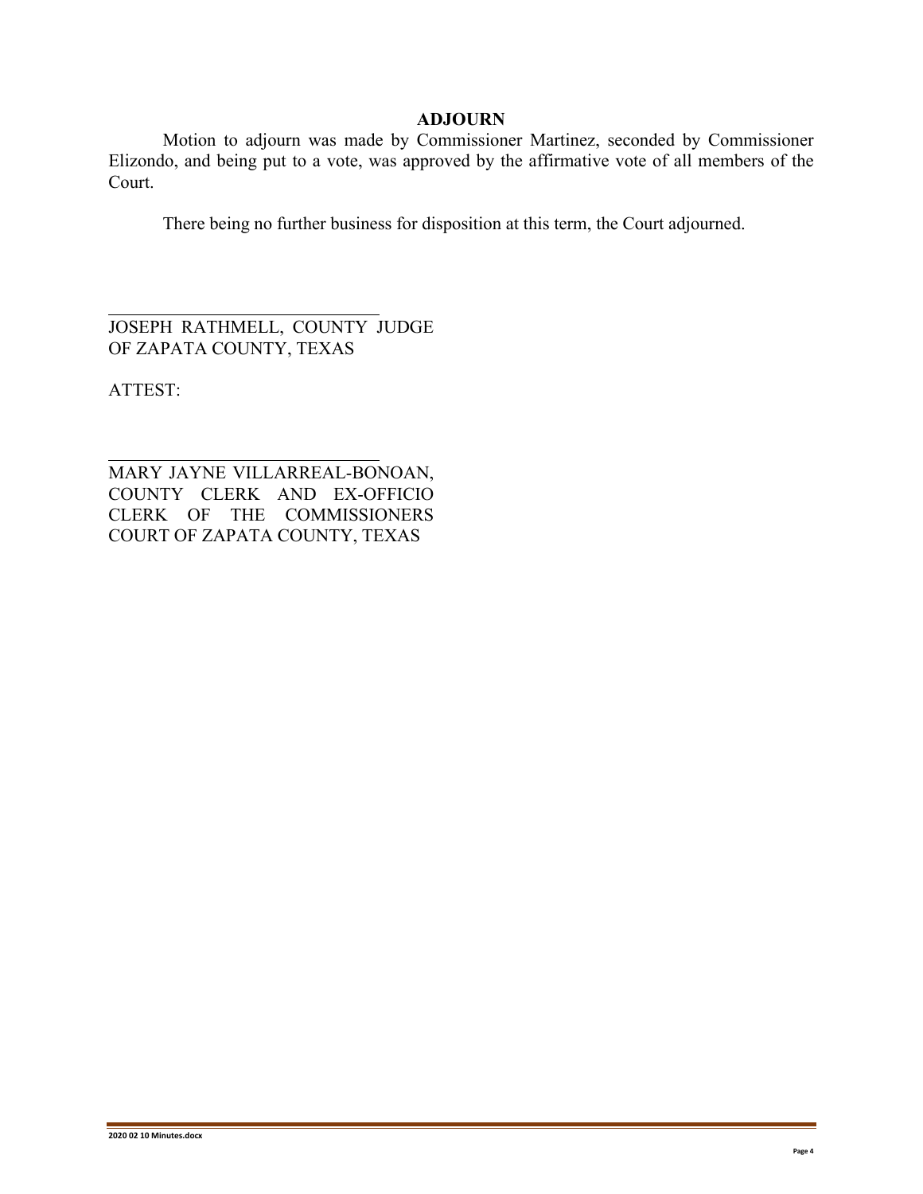## ADJOURN

Motion to adjourn was made by Commissioner Martinez, seconded by Commissioner Elizondo, and being put to a vote, was approved by the affirmative vote of all members of the Court.

There being no further business for disposition at this term, the Court adjourned.

\_\_\_\_\_\_\_\_\_\_\_\_\_\_\_\_\_\_\_\_\_\_\_\_\_\_\_\_\_\_

JOSEPH RATHMELL, COUNTY JUDGE OF ZAPATA COUNTY, TEXAS

ATTEST:

\_\_\_\_\_\_\_\_\_\_\_\_\_\_\_\_\_\_\_\_\_\_\_\_\_\_\_\_\_\_

MARY JAYNE VILLARREAL-BONOAN, COUNTY CLERK AND EX-OFFICIO CLERK OF THE COMMISSIONERS COURT OF ZAPATA COUNTY, TEXAS